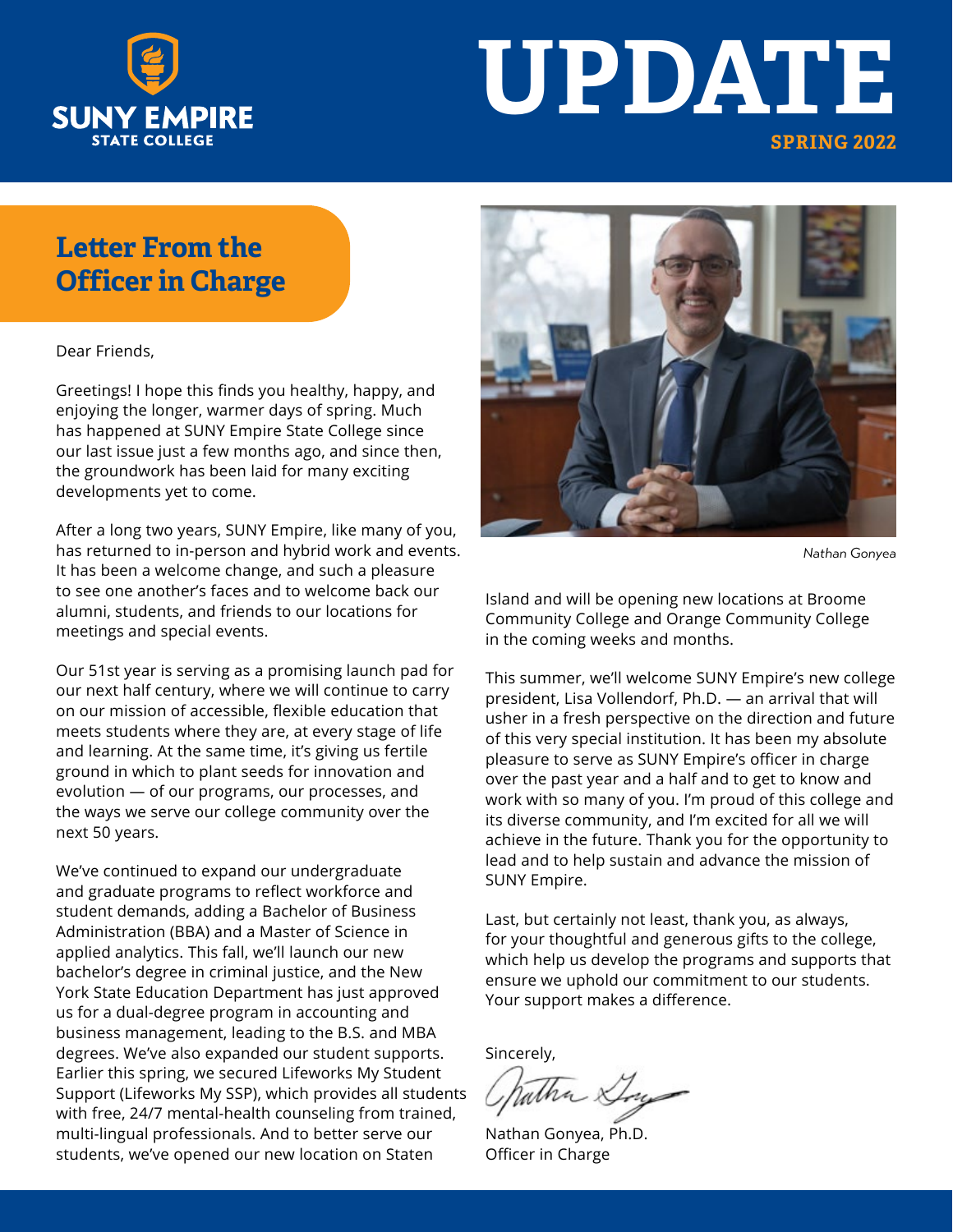SUNY EMPIRE STATE COLLEGE

# UPDATE

SPRING 2022

## Letter From the Officer in Charge

Dear Friends,

Greetings! I hope this finds you healthy, happy, and enjoying the longer, warmer days of spring. Much has happened at SUNY Empire State College since our last issue just a few months ago, and since then, the groundwork has been laid for many exciting developments yet to come.

After a long two years, SUNY Empire, like many of you, has returned to in-person and hybrid work and events. It has been a welcome change, and such a pleasure to see one another's faces and to welcome back our alumni, students, and friends to our locations for meetings and special events.

Our 51st year is serving as a promising launch pad for our next half century, where we will continue to carry on our mission of accessible, flexible education that meets students where they are, at every stage of life and learning. At the same time, it's giving us fertile ground in which to plant seeds for innovation and evolution — of our programs, our processes, and the ways we serve our college community over the next 50 years.

We've continued to expand our undergraduate and graduate programs to reflect workforce and student demands, adding a Bachelor of Business Administration (BBA) and a Master of Science in applied analytics. This fall, we'll launch our new bachelor's degree in criminal justice, and the New York State Education Department has just approved us for a dual-degree program in accounting and business management, leading to the B.S. and MBA degrees. We've also expanded our student supports. Earlier this spring, we secured Lifeworks My Student Support (Lifeworks My SSP), which provides all students with free, 24/7 mental-health counseling from trained, multi-lingual professionals. And to better serve our students, we've opened our new location on Staten Island and will be opening new locations at Broome Community College and Orange Community College in the coming weeks and months.

*Nathan Gonyea*

This summer, we'll welcome SUNY Empire's new college president, Lisa Vollendorf, Ph.D. — an arrival that will usher in a fresh perspective on the direction and future of this very special institution. It has been my absolute pleasure to serve as SUNY Empire's officer in charge over the past year and a half and to get to know and work with so many of you. I'm proud of this college and its diverse community, and I'm excited for all we will achieve in the future. Thank you for the opportunity to lead and to help sustain and advance the mission of SUNY Empire.

Last, but certainly not least, thank you, as always, for your thoughtful and generous gifts to the college, which help us develop the programs and supports that ensure we uphold our commitment to our students. Your support makes a difference.

Sincerely,

Nathan Gonyea, Ph.D.
Officer in Charge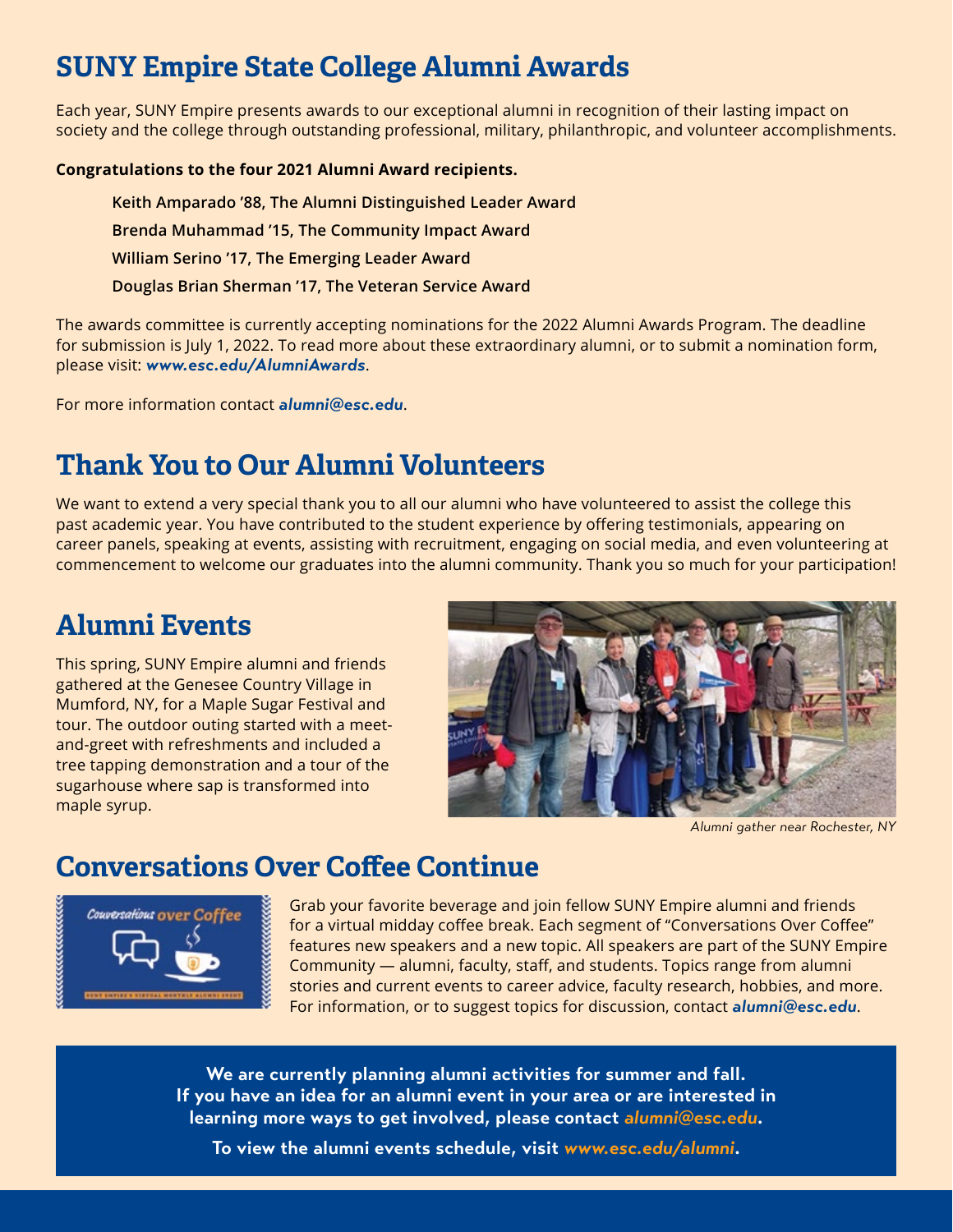# SUNY Empire State College Alumni Awards

Each year, SUNY Empire presents awards to our exceptional alumni in recognition of their lasting impact on society and the college through outstanding professional, military, philanthropic, and volunteer accomplishments.

**Congratulations to the four 2021 Alumni Award recipients.**

**Keith Amparado '88, The Alumni Distinguished Leader Award**

**Brenda Muhammad '15, The Community Impact Award**

**William Serino '17, The Emerging Leader Award**

**Douglas Brian Sherman '17, The Veteran Service Award**

The awards committee is currently accepting nominations for the 2022 Alumni Awards Program. The deadline for submission is July 1, 2022. To read more about these extraordinary alumni, or to submit a nomination form, please visit: ***www.esc.edu/AlumniAwards***.

For more information contact ***alumni@esc.edu***.

# Thank You to Our Alumni Volunteers

We want to extend a very special thank you to all our alumni who have volunteered to assist the college this past academic year. You have contributed to the student experience by offering testimonials, appearing on career panels, speaking at events, assisting with recruitment, engaging on social media, and even volunteering at commencement to welcome our graduates into the alumni community. Thank you so much for your participation!

# Alumni Events

This spring, SUNY Empire alumni and friends gathered at the Genesee Country Village in Mumford, NY, for a Maple Sugar Festival and tour. The outdoor outing started with a meet-and-greet with refreshments and included a tree tapping demonstration and a tour of the sugarhouse where sap is transformed into maple syrup.

*Alumni gather near Rochester, NY*

# Conversations Over Coffee Continue

Grab your favorite beverage and join fellow SUNY Empire alumni and friends for a virtual midday coffee break. Each segment of "Conversations Over Coffee" features new speakers and a new topic. All speakers are part of the SUNY Empire Community — alumni, faculty, staff, and students. Topics range from alumni stories and current events to career advice, faculty research, hobbies, and more. For information, or to suggest topics for discussion, contact ***alumni@esc.edu***.

**We are currently planning alumni activities for summer and fall. If you have an idea for an alumni event in your area or are interested in learning more ways to get involved, please contact *alumni@esc.edu*.**

**To view the alumni events schedule, visit *www.esc.edu/alumni*.**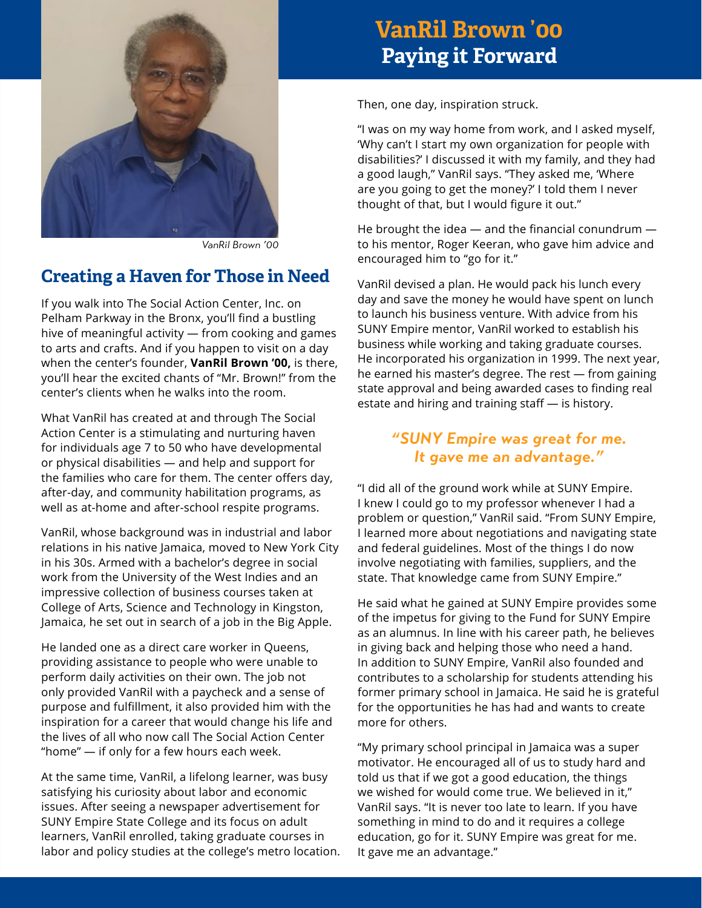# VanRil Brown '00
## Paying it Forward

VanRil Brown '00

## Creating a Haven for Those in Need

If you walk into The Social Action Center, Inc. on Pelham Parkway in the Bronx, you'll find a bustling hive of meaningful activity — from cooking and games to arts and crafts. And if you happen to visit on a day when the center's founder, **VanRil Brown '00,** is there, you'll hear the excited chants of "Mr. Brown!" from the center's clients when he walks into the room.

What VanRil has created at and through The Social Action Center is a stimulating and nurturing haven for individuals age 7 to 50 who have developmental or physical disabilities — and help and support for the families who care for them. The center offers day, after-day, and community habilitation programs, as well as at-home and after-school respite programs.

VanRil, whose background was in industrial and labor relations in his native Jamaica, moved to New York City in his 30s. Armed with a bachelor's degree in social work from the University of the West Indies and an impressive collection of business courses taken at College of Arts, Science and Technology in Kingston, Jamaica, he set out in search of a job in the Big Apple.

He landed one as a direct care worker in Queens, providing assistance to people who were unable to perform daily activities on their own. The job not only provided VanRil with a paycheck and a sense of purpose and fulfillment, it also provided him with the inspiration for a career that would change his life and the lives of all who now call The Social Action Center "home" — if only for a few hours each week.

At the same time, VanRil, a lifelong learner, was busy satisfying his curiosity about labor and economic issues. After seeing a newspaper advertisement for SUNY Empire State College and its focus on adult learners, VanRil enrolled, taking graduate courses in labor and policy studies at the college's metro location.

Then, one day, inspiration struck.

"I was on my way home from work, and I asked myself, 'Why can't I start my own organization for people with disabilities?' I discussed it with my family, and they had a good laugh," VanRil says. "They asked me, 'Where are you going to get the money?' I told them I never thought of that, but I would figure it out."

He brought the idea — and the financial conundrum — to his mentor, Roger Keeran, who gave him advice and encouraged him to "go for it."

VanRil devised a plan. He would pack his lunch every day and save the money he would have spent on lunch to launch his business venture. With advice from his SUNY Empire mentor, VanRil worked to establish his business while working and taking graduate courses. He incorporated his organization in 1999. The next year, he earned his master's degree. The rest — from gaining state approval and being awarded cases to finding real estate and hiring and training staff — is history.

> ***"SUNY Empire was great for me. It gave me an advantage."***

"I did all of the ground work while at SUNY Empire. I knew I could go to my professor whenever I had a problem or question," VanRil said. "From SUNY Empire, I learned more about negotiations and navigating state and federal guidelines. Most of the things I do now involve negotiating with families, suppliers, and the state. That knowledge came from SUNY Empire."

He said what he gained at SUNY Empire provides some of the impetus for giving to the Fund for SUNY Empire as an alumnus. In line with his career path, he believes in giving back and helping those who need a hand. In addition to SUNY Empire, VanRil also founded and contributes to a scholarship for students attending his former primary school in Jamaica. He said he is grateful for the opportunities he has had and wants to create more for others.

"My primary school principal in Jamaica was a super motivator. He encouraged all of us to study hard and told us that if we got a good education, the things we wished for would come true. We believed in it," VanRil says. "It is never too late to learn. If you have something in mind to do and it requires a college education, go for it. SUNY Empire was great for me. It gave me an advantage."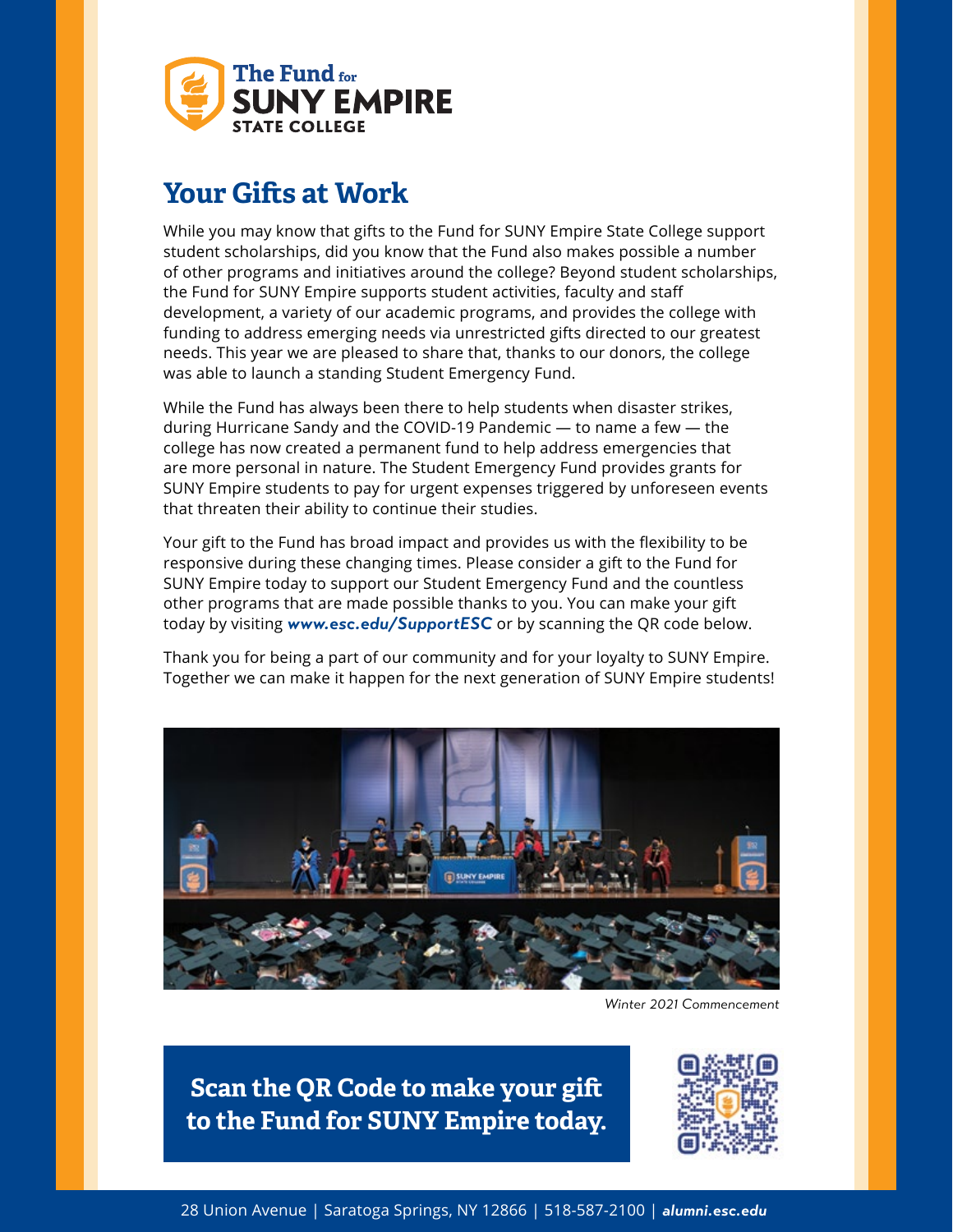The Fund for SUNY EMPIRE STATE COLLEGE

## Your Gifts at Work

While you may know that gifts to the Fund for SUNY Empire State College support student scholarships, did you know that the Fund also makes possible a number of other programs and initiatives around the college? Beyond student scholarships, the Fund for SUNY Empire supports student activities, faculty and staff development, a variety of our academic programs, and provides the college with funding to address emerging needs via unrestricted gifts directed to our greatest needs. This year we are pleased to share that, thanks to our donors, the college was able to launch a standing Student Emergency Fund.

While the Fund has always been there to help students when disaster strikes, during Hurricane Sandy and the COVID-19 Pandemic — to name a few — the college has now created a permanent fund to help address emergencies that are more personal in nature. The Student Emergency Fund provides grants for SUNY Empire students to pay for urgent expenses triggered by unforeseen events that threaten their ability to continue their studies.

Your gift to the Fund has broad impact and provides us with the flexibility to be responsive during these changing times. Please consider a gift to the Fund for SUNY Empire today to support our Student Emergency Fund and the countless other programs that are made possible thanks to you. You can make your gift today by visiting ***www.esc.edu/SupportESC*** or by scanning the QR code below.

Thank you for being a part of our community and for your loyalty to SUNY Empire. Together we can make it happen for the next generation of SUNY Empire students!

*Winter 2021 Commencement*

**Scan the QR Code to make your gift to the Fund for SUNY Empire today.**

28 Union Avenue | Saratoga Springs, NY 12866 | 518-587-2100 | ***alumni.esc.edu***